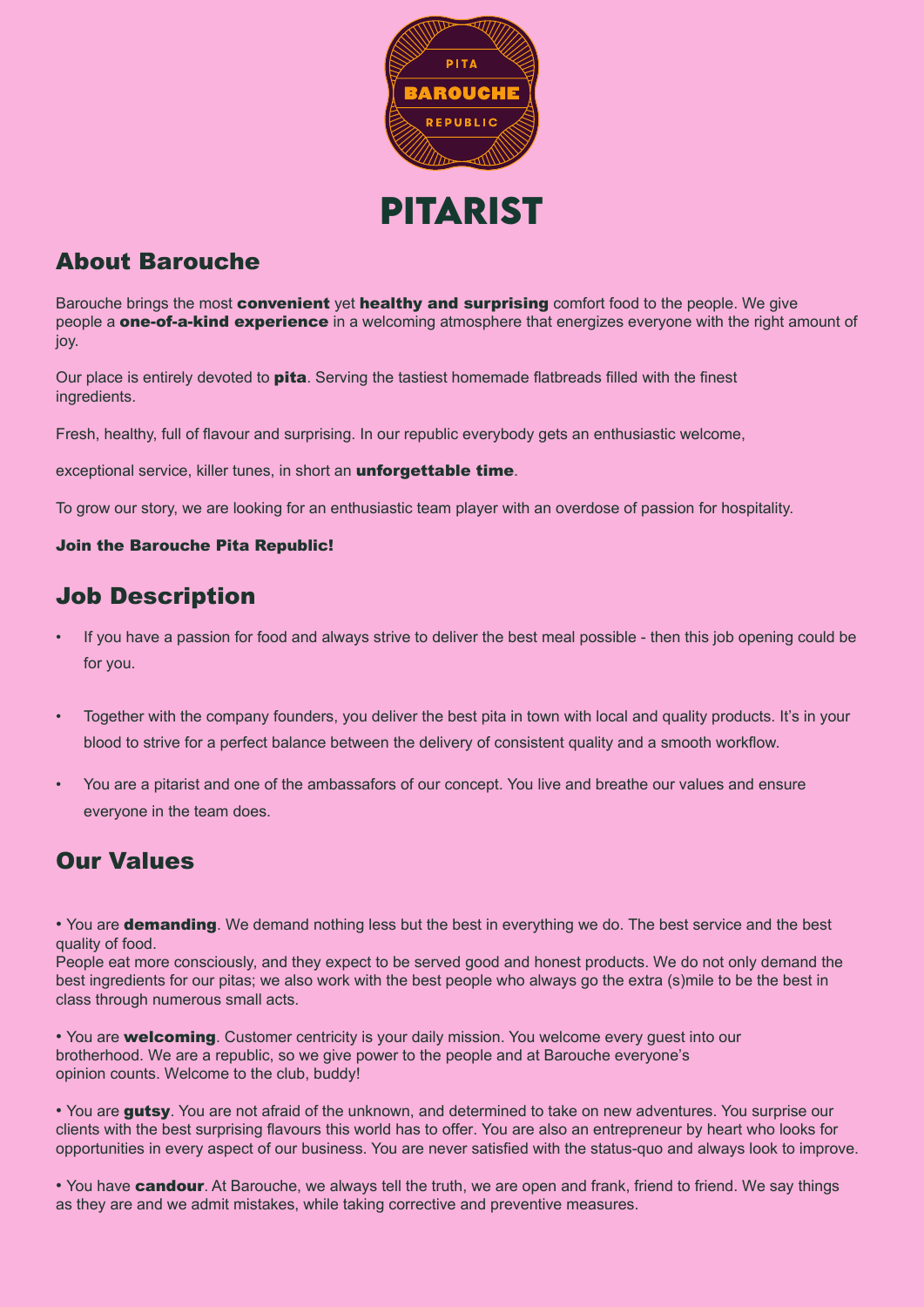PITA
BAROUCHE
REPUBLIC

# PITARIST

## About Barouche

Barouche brings the most **convenient** yet **healthy and surprising** comfort food to the people. We give people a **one-of-a-kind experience** in a welcoming atmosphere that energizes everyone with the right amount of joy.

Our place is entirely devoted to **pita**. Serving the tastiest homemade flatbreads filled with the finest ingredients.

Fresh, healthy, full of flavour and surprising. In our republic everybody gets an enthusiastic welcome,

exceptional service, killer tunes, in short an **unforgettable time**.

To grow our story, we are looking for an enthusiastic team player with an overdose of passion for hospitality.

**Join the Barouche Pita Republic!**

## Job Description

- If you have a passion for food and always strive to deliver the best meal possible - then this job opening could be for you.
- Together with the company founders, you deliver the best pita in town with local and quality products. It's in your blood to strive for a perfect balance between the delivery of consistent quality and a smooth workflow.
- You are a pitarist and one of the ambassafors of our concept. You live and breathe our values and ensure everyone in the team does.

## Our Values

• You are **demanding**. We demand nothing less but the best in everything we do. The best service and the best quality of food.
People eat more consciously, and they expect to be served good and honest products. We do not only demand the best ingredients for our pitas; we also work with the best people who always go the extra (s)mile to be the best in class through numerous small acts.

• You are **welcoming**. Customer centricity is your daily mission. You welcome every guest into our brotherhood. We are a republic, so we give power to the people and at Barouche everyone's opinion counts. Welcome to the club, buddy!

• You are **gutsy**. You are not afraid of the unknown, and determined to take on new adventures. You surprise our clients with the best surprising flavours this world has to offer. You are also an entrepreneur by heart who looks for opportunities in every aspect of our business. You are never satisfied with the status-quo and always look to improve.

• You have **candour**. At Barouche, we always tell the truth, we are open and frank, friend to friend. We say things as they are and we admit mistakes, while taking corrective and preventive measures.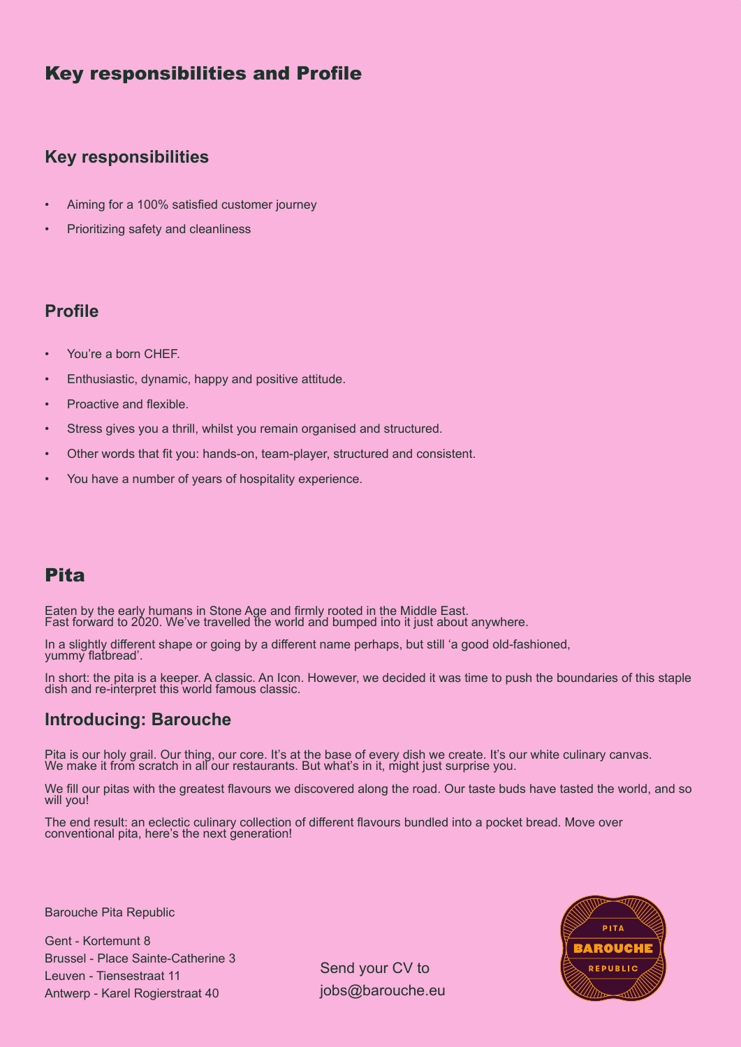# Key responsibilities and Profile

## Key responsibilities

- Aiming for a 100% satisfied customer journey
- Prioritizing safety and cleanliness

## Profile

- You're a born CHEF.
- Enthusiastic, dynamic, happy and positive attitude.
- Proactive and flexible.
- Stress gives you a thrill, whilst you remain organised and structured.
- Other words that fit you: hands-on, team-player, structured and consistent.
- You have a number of years of hospitality experience.

# Pita

Eaten by the early humans in Stone Age and firmly rooted in the Middle East. Fast forward to 2020. We've travelled the world and bumped into it just about anywhere.

In a slightly different shape or going by a different name perhaps, but still 'a good old-fashioned, yummy flatbread'.

In short: the pita is a keeper. A classic. An Icon. However, we decided it was time to push the boundaries of this staple dish and re-interpret this world famous classic.

## Introducing: Barouche

Pita is our holy grail. Our thing, our core. It's at the base of every dish we create. It's our white culinary canvas. We make it from scratch in all our restaurants. But what's in it, might just surprise you.

We fill our pitas with the greatest flavours we discovered along the road. Our taste buds have tasted the world, and so will you!

The end result: an eclectic culinary collection of different flavours bundled into a pocket bread. Move over conventional pita, here's the next generation!

Barouche Pita Republic

Gent - Kortemunt 8
Brussel - Place Sainte-Catherine 3
Leuven - Tiensestraat 11
Antwerp - Karel Rogierstraat 40

Send your CV to
jobs@barouche.eu

PITA
BAROUCHE
REPUBLIC